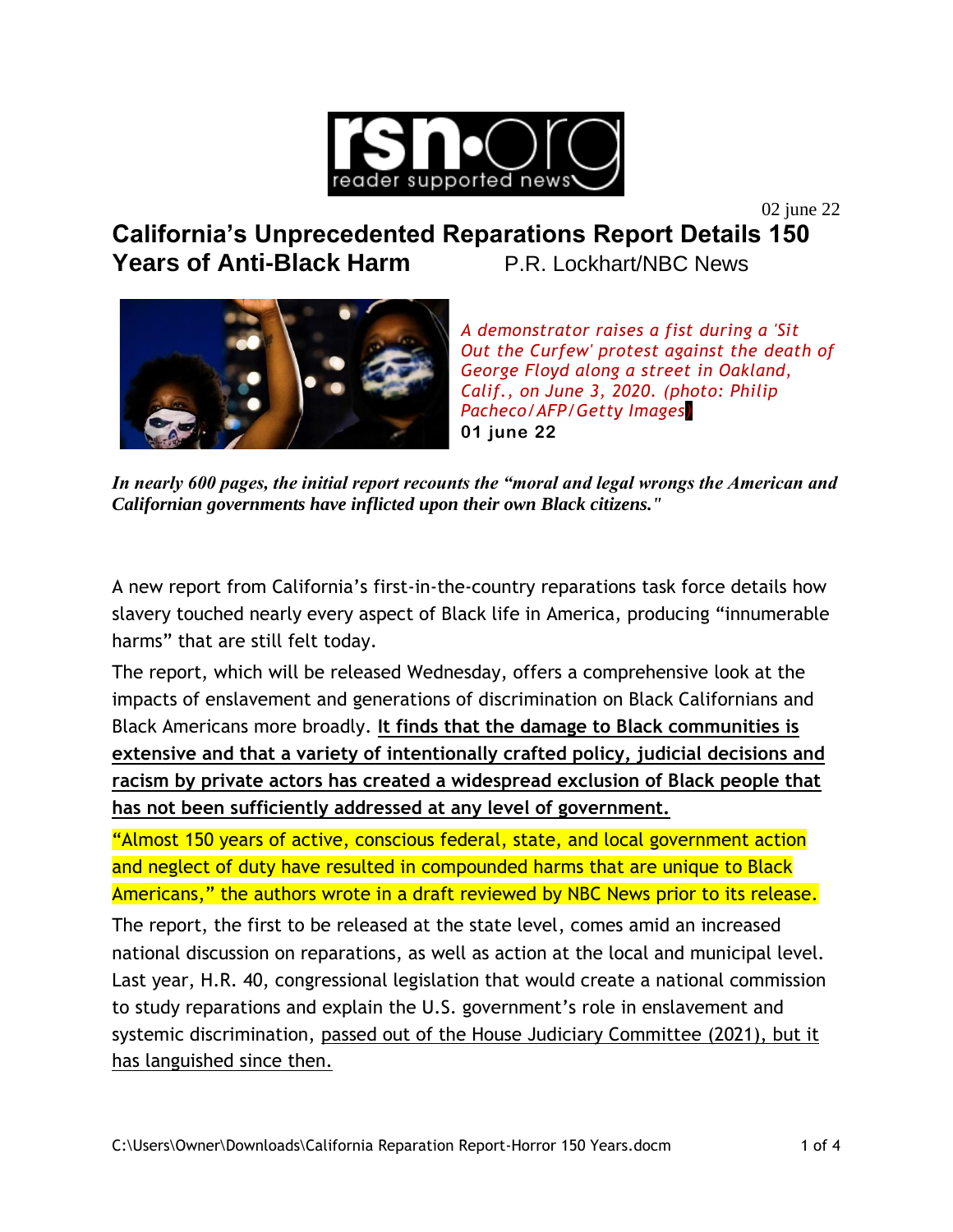rsn·org reader supported news

02 june 22

# California's Unprecedented Reparations Report Details 150 Years of Anti-Black Harm

P.R. Lockhart/NBC News

*A demonstrator raises a fist during a 'Sit Out the Curfew' protest against the death of George Floyd along a street in Oakland, Calif., on June 3, 2020. (photo: Philip Pacheco/AFP/Getty Images)*

**01 june 22**

***In nearly 600 pages, the initial report recounts the "moral and legal wrongs the American and Californian governments have inflicted upon their own Black citizens."***

A new report from California's first-in-the-country reparations task force details how slavery touched nearly every aspect of Black life in America, producing "innumerable harms" that are still felt today.

The report, which will be released Wednesday, offers a comprehensive look at the impacts of enslavement and generations of discrimination on Black Californians and Black Americans more broadly. **It finds that the damage to Black communities is extensive and that a variety of intentionally crafted policy, judicial decisions and racism by private actors has created a widespread exclusion of Black people that has not been sufficiently addressed at any level of government.**

"Almost 150 years of active, conscious federal, state, and local government action and neglect of duty have resulted in compounded harms that are unique to Black Americans," the authors wrote in a draft reviewed by NBC News prior to its release.

The report, the first to be released at the state level, comes amid an increased national discussion on reparations, as well as action at the local and municipal level. Last year, H.R. 40, congressional legislation that would create a national commission to study reparations and explain the U.S. government's role in enslavement and systemic discrimination, passed out of the House Judiciary Committee (2021), but it has languished since then.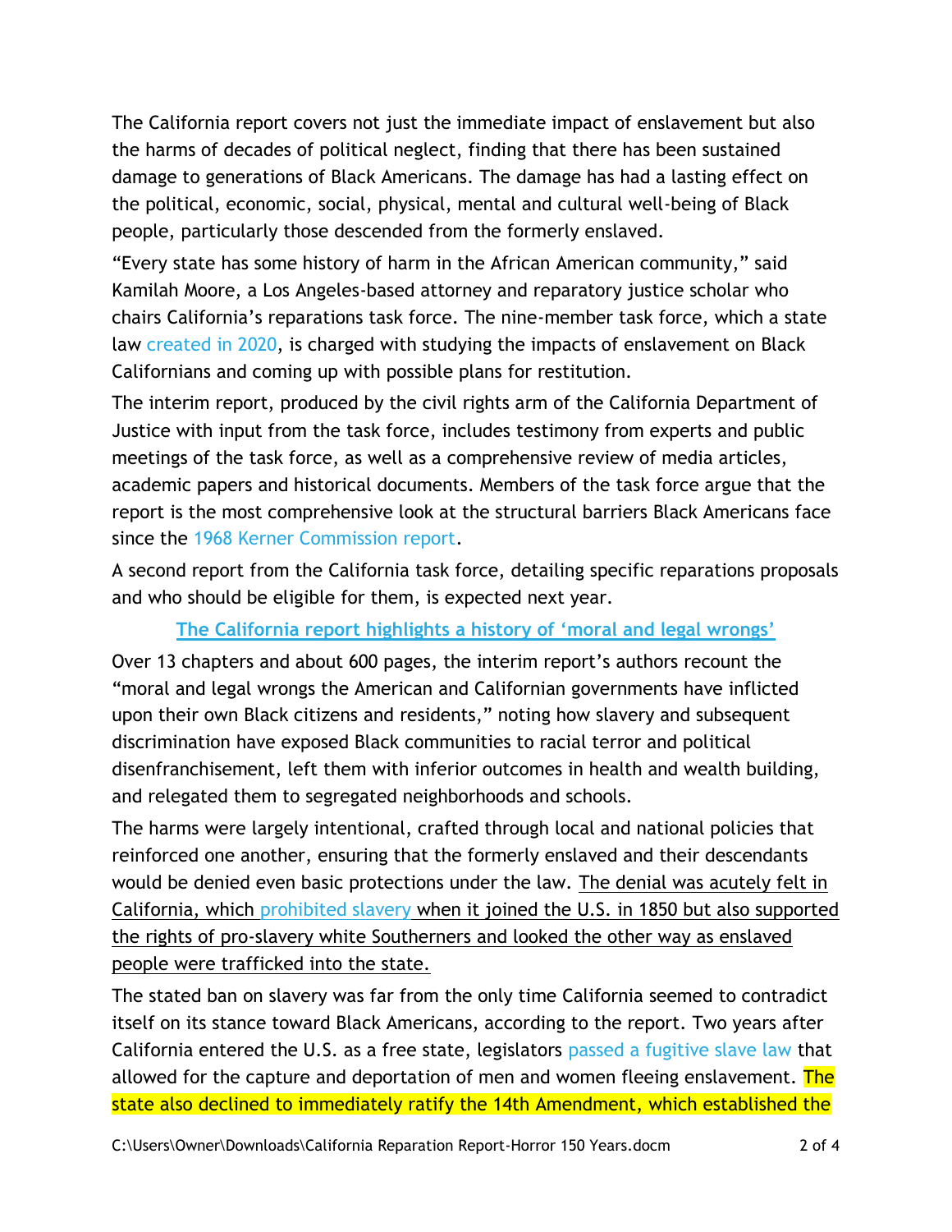The California report covers not just the immediate impact of enslavement but also the harms of decades of political neglect, finding that there has been sustained damage to generations of Black Americans. The damage has had a lasting effect on the political, economic, social, physical, mental and cultural well-being of Black people, particularly those descended from the formerly enslaved.

"Every state has some history of harm in the African American community," said Kamilah Moore, a Los Angeles-based attorney and reparatory justice scholar who chairs California's reparations task force. The nine-member task force, which a state law created in 2020, is charged with studying the impacts of enslavement on Black Californians and coming up with possible plans for restitution.

The interim report, produced by the civil rights arm of the California Department of Justice with input from the task force, includes testimony from experts and public meetings of the task force, as well as a comprehensive review of media articles, academic papers and historical documents. Members of the task force argue that the report is the most comprehensive look at the structural barriers Black Americans face since the 1968 Kerner Commission report.

A second report from the California task force, detailing specific reparations proposals and who should be eligible for them, is expected next year.

## The California report highlights a history of 'moral and legal wrongs'

Over 13 chapters and about 600 pages, the interim report's authors recount the "moral and legal wrongs the American and Californian governments have inflicted upon their own Black citizens and residents," noting how slavery and subsequent discrimination have exposed Black communities to racial terror and political disenfranchisement, left them with inferior outcomes in health and wealth building, and relegated them to segregated neighborhoods and schools.

The harms were largely intentional, crafted through local and national policies that reinforced one another, ensuring that the formerly enslaved and their descendants would be denied even basic protections under the law. The denial was acutely felt in California, which prohibited slavery when it joined the U.S. in 1850 but also supported the rights of pro-slavery white Southerners and looked the other way as enslaved people were trafficked into the state.

The stated ban on slavery was far from the only time California seemed to contradict itself on its stance toward Black Americans, according to the report. Two years after California entered the U.S. as a free state, legislators passed a fugitive slave law that allowed for the capture and deportation of men and women fleeing enslavement. The state also declined to immediately ratify the 14th Amendment, which established the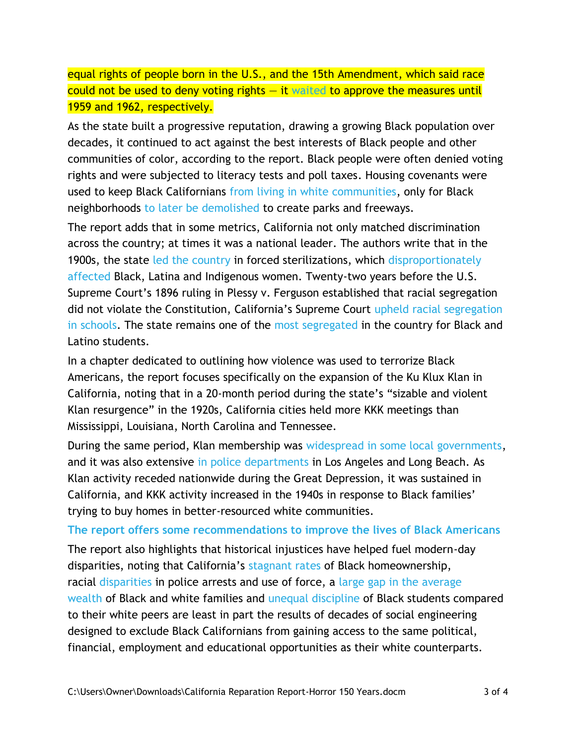equal rights of people born in the U.S., and the 15th Amendment, which said race could not be used to deny voting rights — it waited to approve the measures until 1959 and 1962, respectively.

As the state built a progressive reputation, drawing a growing Black population over decades, it continued to act against the best interests of Black people and other communities of color, according to the report. Black people were often denied voting rights and were subjected to literacy tests and poll taxes. Housing covenants were used to keep Black Californians from living in white communities, only for Black neighborhoods to later be demolished to create parks and freeways.

The report adds that in some metrics, California not only matched discrimination across the country; at times it was a national leader. The authors write that in the 1900s, the state led the country in forced sterilizations, which disproportionately affected Black, Latina and Indigenous women. Twenty-two years before the U.S. Supreme Court's 1896 ruling in Plessy v. Ferguson established that racial segregation did not violate the Constitution, California's Supreme Court upheld racial segregation in schools. The state remains one of the most segregated in the country for Black and Latino students.

In a chapter dedicated to outlining how violence was used to terrorize Black Americans, the report focuses specifically on the expansion of the Ku Klux Klan in California, noting that in a 20-month period during the state's "sizable and violent Klan resurgence" in the 1920s, California cities held more KKK meetings than Mississippi, Louisiana, North Carolina and Tennessee.

During the same period, Klan membership was widespread in some local governments, and it was also extensive in police departments in Los Angeles and Long Beach. As Klan activity receded nationwide during the Great Depression, it was sustained in California, and KKK activity increased in the 1940s in response to Black families' trying to buy homes in better-resourced white communities.

## The report offers some recommendations to improve the lives of Black Americans

The report also highlights that historical injustices have helped fuel modern-day disparities, noting that California's stagnant rates of Black homeownership, racial disparities in police arrests and use of force, a large gap in the average wealth of Black and white families and unequal discipline of Black students compared to their white peers are least in part the results of decades of social engineering designed to exclude Black Californians from gaining access to the same political, financial, employment and educational opportunities as their white counterparts.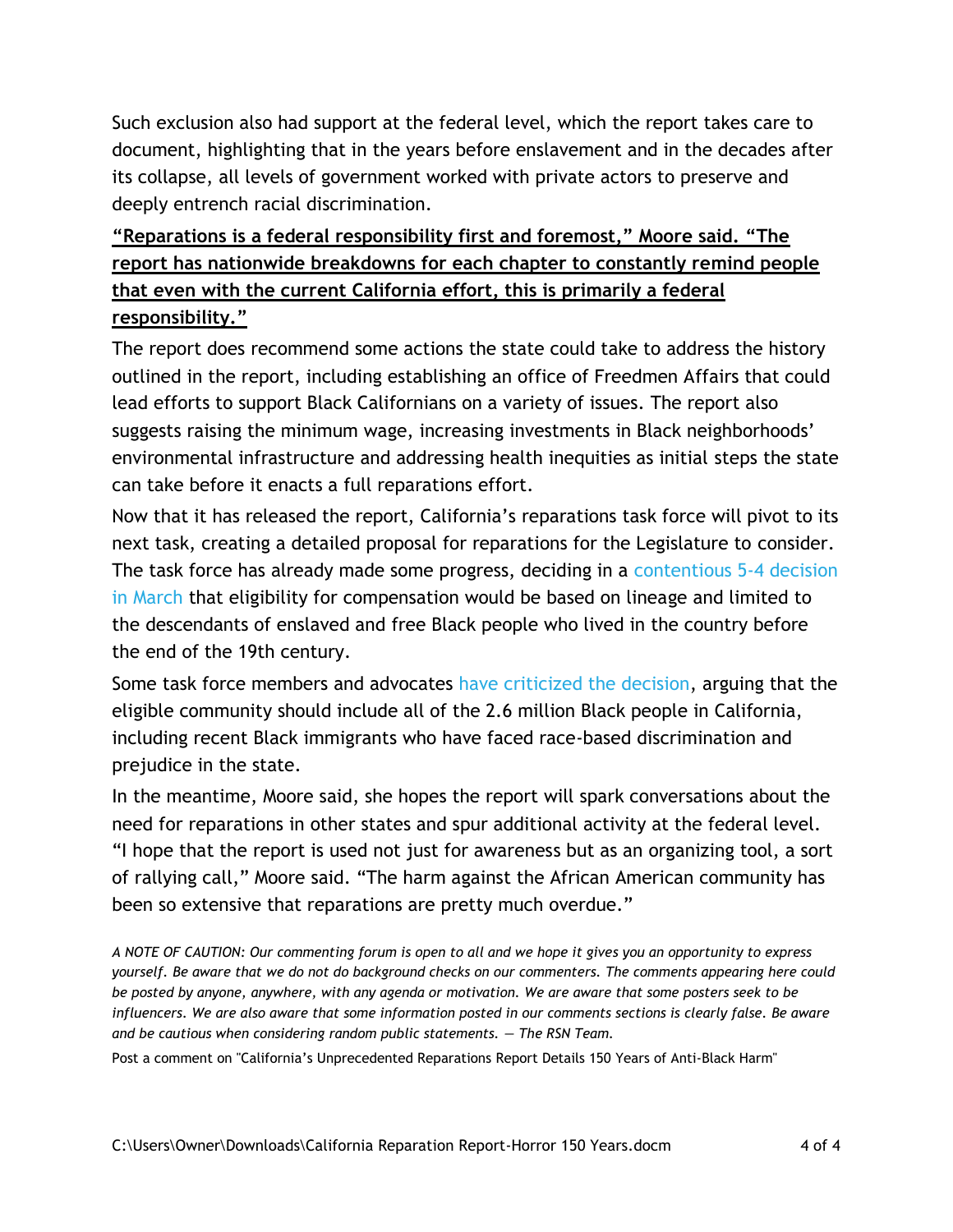Such exclusion also had support at the federal level, which the report takes care to document, highlighting that in the years before enslavement and in the decades after its collapse, all levels of government worked with private actors to preserve and deeply entrench racial discrimination.

**<u>"Reparations is a federal responsibility first and foremost," Moore said. "The report has nationwide breakdowns for each chapter to constantly remind people that even with the current California effort, this is primarily a federal responsibility."</u>**

The report does recommend some actions the state could take to address the history outlined in the report, including establishing an office of Freedmen Affairs that could lead efforts to support Black Californians on a variety of issues. The report also suggests raising the minimum wage, increasing investments in Black neighborhoods' environmental infrastructure and addressing health inequities as initial steps the state can take before it enacts a full reparations effort.

Now that it has released the report, California's reparations task force will pivot to its next task, creating a detailed proposal for reparations for the Legislature to consider. The task force has already made some progress, deciding in a contentious 5-4 decision in March that eligibility for compensation would be based on lineage and limited to the descendants of enslaved and free Black people who lived in the country before the end of the 19th century.

Some task force members and advocates have criticized the decision, arguing that the eligible community should include all of the 2.6 million Black people in California, including recent Black immigrants who have faced race-based discrimination and prejudice in the state.

In the meantime, Moore said, she hopes the report will spark conversations about the need for reparations in other states and spur additional activity at the federal level. "I hope that the report is used not just for awareness but as an organizing tool, a sort of rallying call," Moore said. "The harm against the African American community has been so extensive that reparations are pretty much overdue."

*A NOTE OF CAUTION: Our commenting forum is open to all and we hope it gives you an opportunity to express yourself. Be aware that we do not do background checks on our commenters. The comments appearing here could be posted by anyone, anywhere, with any agenda or motivation. We are aware that some posters seek to be influencers. We are also aware that some information posted in our comments sections is clearly false. Be aware and be cautious when considering random public statements. — The RSN Team.*

Post a comment on "California's Unprecedented Reparations Report Details 150 Years of Anti-Black Harm"